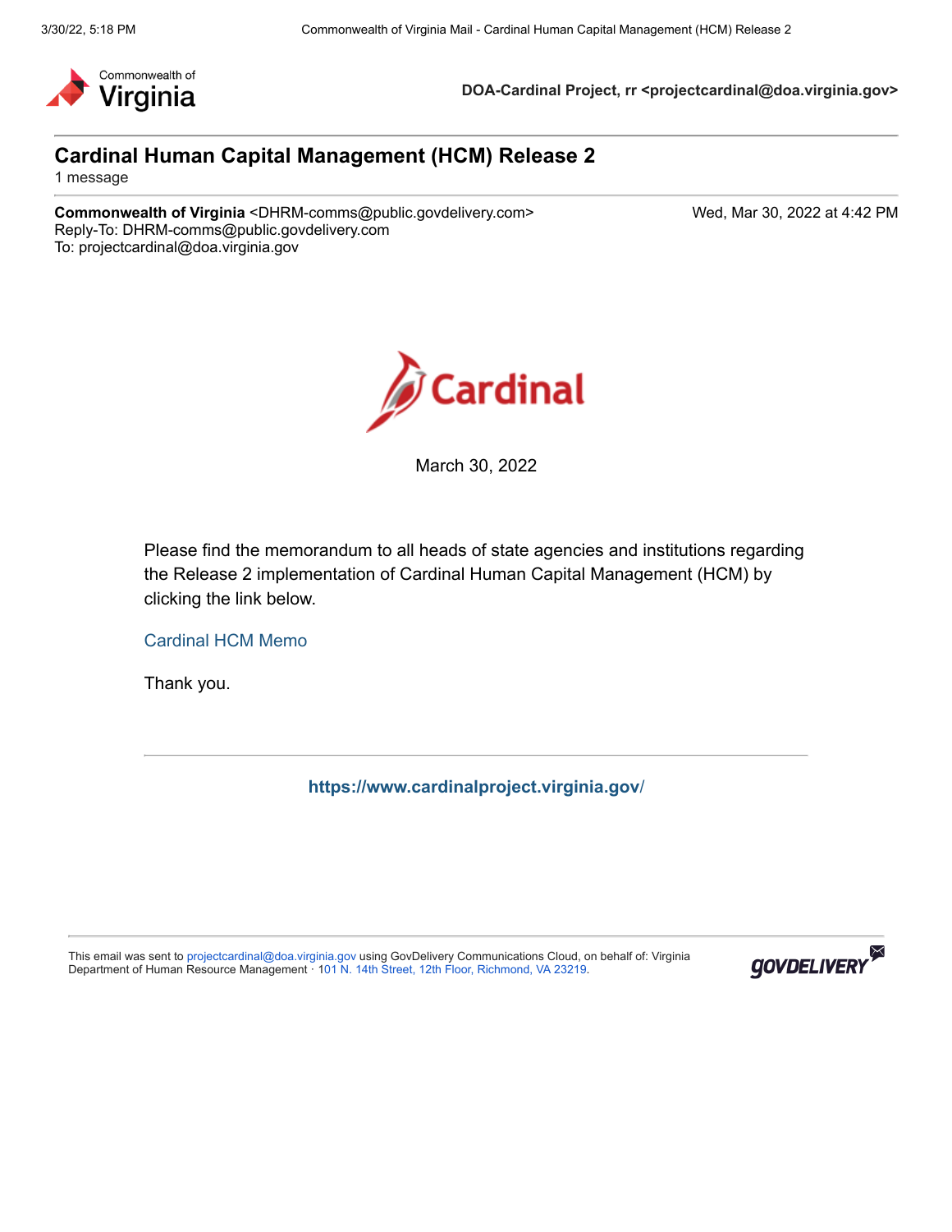Commonwealth of Virginia

**DOA-Cardinal Project, rr <projectcardinal@doa.virginia.gov>**

# Cardinal Human Capital Management (HCM) Release 2

1 message

**Commonwealth of Virginia** <DHRM-comms@public.govdelivery.com>  
Reply-To: DHRM-comms@public.govdelivery.com  
To: projectcardinal@doa.virginia.gov

Wed, Mar 30, 2022 at 4:42 PM

Cardinal

March 30, 2022

Please find the memorandum to all heads of state agencies and institutions regarding the Release 2 implementation of Cardinal Human Capital Management (HCM) by clicking the link below.

Cardinal HCM Memo

Thank you.

---

**https://www.cardinalproject.virginia.gov/**

---

This email was sent to projectcardinal@doa.virginia.gov using GovDelivery Communications Cloud, on behalf of: Virginia Department of Human Resource Management · 101 N. 14th Street, 12th Floor, Richmond, VA 23219.

GOVDELIVERY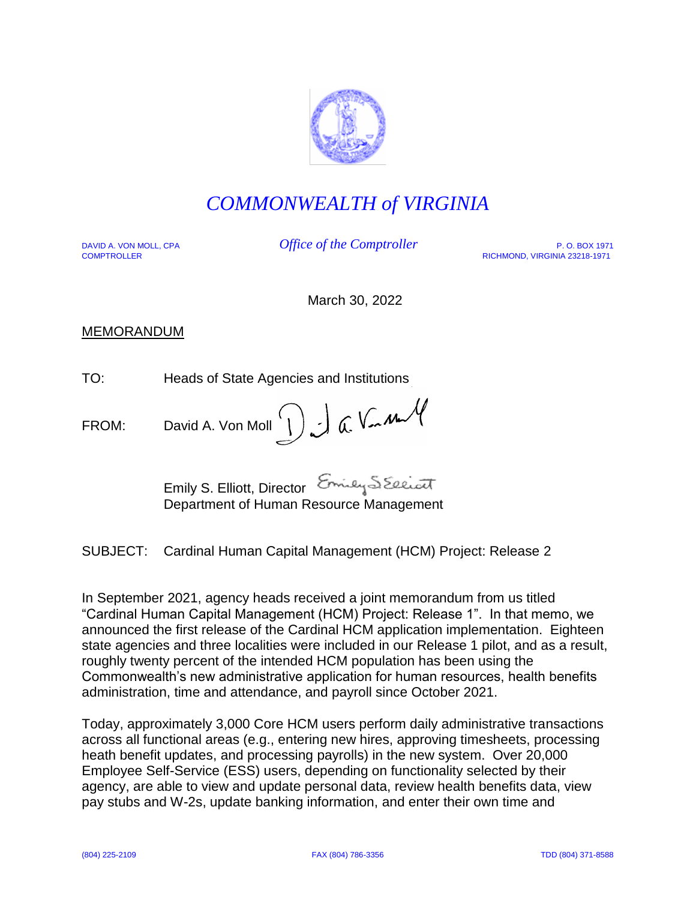# *COMMONWEALTH of VIRGINIA*

DAVID A. VON MOLL, CPA
COMPTROLLER

*Office of the Comptroller*

P. O. BOX 1971
RICHMOND, VIRGINIA 23218-1971

March 30, 2022

MEMORANDUM

TO: Heads of State Agencies and Institutions

FROM: David A. Von Moll

Emily S. Elliott, Director
Department of Human Resource Management

SUBJECT: Cardinal Human Capital Management (HCM) Project: Release 2

In September 2021, agency heads received a joint memorandum from us titled "Cardinal Human Capital Management (HCM) Project: Release 1". In that memo, we announced the first release of the Cardinal HCM application implementation. Eighteen state agencies and three localities were included in our Release 1 pilot, and as a result, roughly twenty percent of the intended HCM population has been using the Commonwealth's new administrative application for human resources, health benefits administration, time and attendance, and payroll since October 2021.

Today, approximately 3,000 Core HCM users perform daily administrative transactions across all functional areas (e.g., entering new hires, approving timesheets, processing heath benefit updates, and processing payrolls) in the new system. Over 20,000 Employee Self-Service (ESS) users, depending on functionality selected by their agency, are able to view and update personal data, review health benefits data, view pay stubs and W-2s, update banking information, and enter their own time and

(804) 225-2109 FAX (804) 786-3356 TDD (804) 371-8588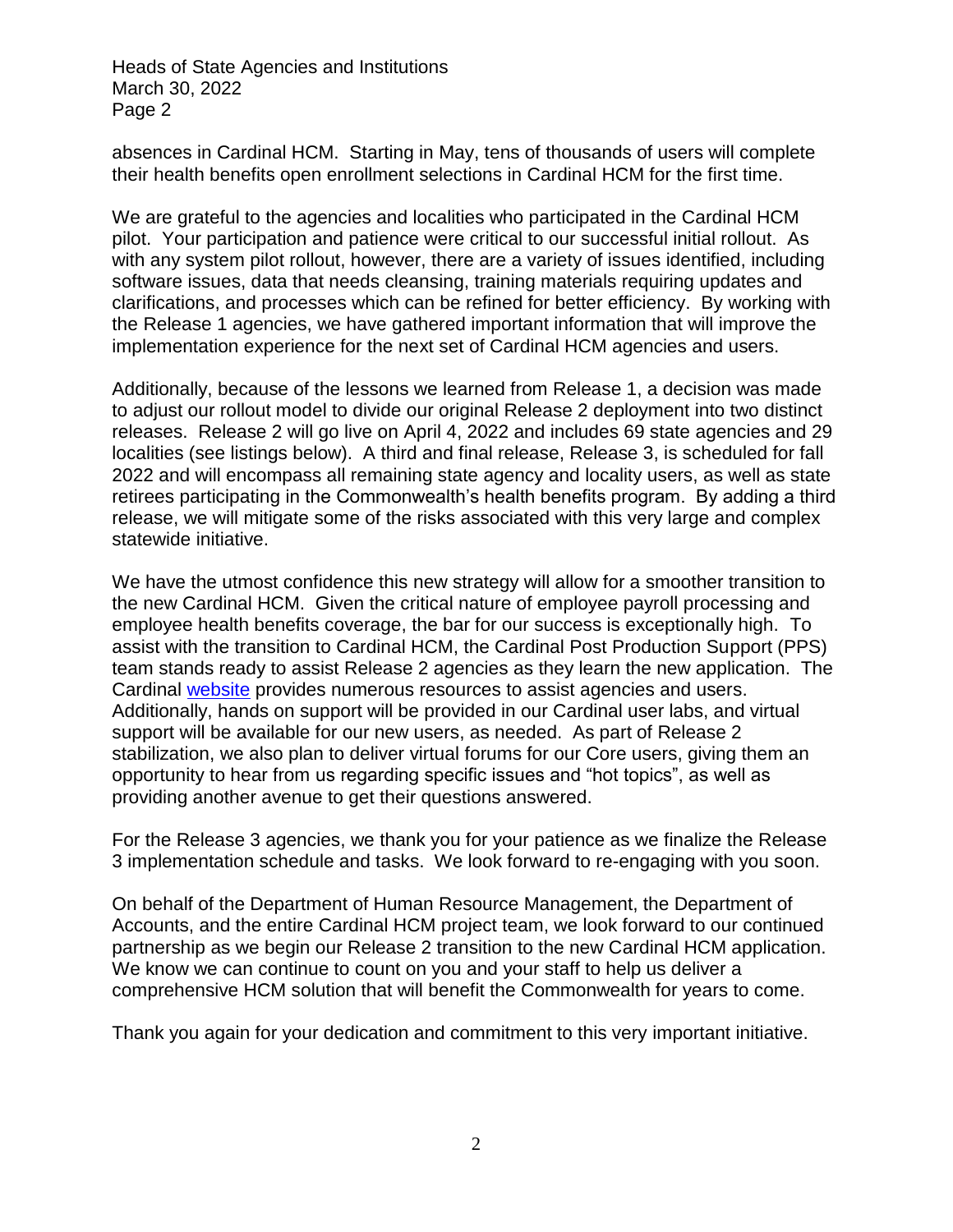absences in Cardinal HCM. Starting in May, tens of thousands of users will complete their health benefits open enrollment selections in Cardinal HCM for the first time.

We are grateful to the agencies and localities who participated in the Cardinal HCM pilot. Your participation and patience were critical to our successful initial rollout. As with any system pilot rollout, however, there are a variety of issues identified, including software issues, data that needs cleansing, training materials requiring updates and clarifications, and processes which can be refined for better efficiency. By working with the Release 1 agencies, we have gathered important information that will improve the implementation experience for the next set of Cardinal HCM agencies and users.

Additionally, because of the lessons we learned from Release 1, a decision was made to adjust our rollout model to divide our original Release 2 deployment into two distinct releases. Release 2 will go live on April 4, 2022 and includes 69 state agencies and 29 localities (see listings below). A third and final release, Release 3, is scheduled for fall 2022 and will encompass all remaining state agency and locality users, as well as state retirees participating in the Commonwealth's health benefits program. By adding a third release, we will mitigate some of the risks associated with this very large and complex statewide initiative.

We have the utmost confidence this new strategy will allow for a smoother transition to the new Cardinal HCM. Given the critical nature of employee payroll processing and employee health benefits coverage, the bar for our success is exceptionally high. To assist with the transition to Cardinal HCM, the Cardinal Post Production Support (PPS) team stands ready to assist Release 2 agencies as they learn the new application. The Cardinal website provides numerous resources to assist agencies and users. Additionally, hands on support will be provided in our Cardinal user labs, and virtual support will be available for our new users, as needed. As part of Release 2 stabilization, we also plan to deliver virtual forums for our Core users, giving them an opportunity to hear from us regarding specific issues and "hot topics", as well as providing another avenue to get their questions answered.

For the Release 3 agencies, we thank you for your patience as we finalize the Release 3 implementation schedule and tasks. We look forward to re-engaging with you soon.

On behalf of the Department of Human Resource Management, the Department of Accounts, and the entire Cardinal HCM project team, we look forward to our continued partnership as we begin our Release 2 transition to the new Cardinal HCM application. We know we can continue to count on you and your staff to help us deliver a comprehensive HCM solution that will benefit the Commonwealth for years to come.

Thank you again for your dedication and commitment to this very important initiative.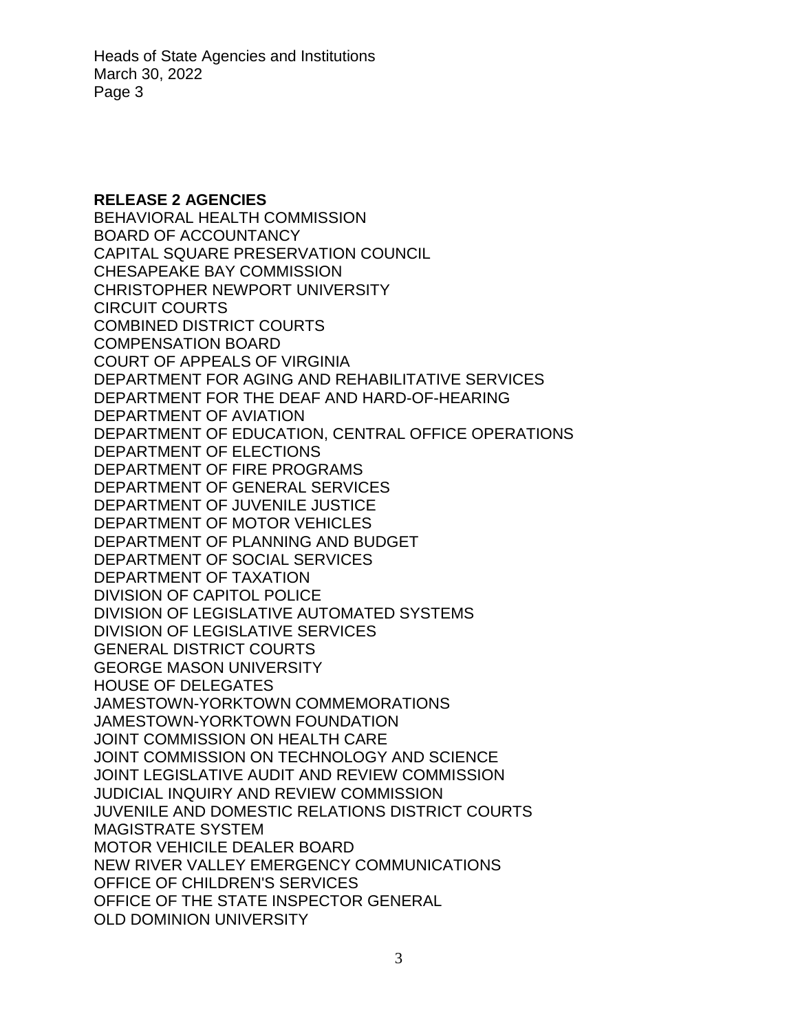**RELEASE 2 AGENCIES**

BEHAVIORAL HEALTH COMMISSION
BOARD OF ACCOUNTANCY
CAPITAL SQUARE PRESERVATION COUNCIL
CHESAPEAKE BAY COMMISSION
CHRISTOPHER NEWPORT UNIVERSITY
CIRCUIT COURTS
COMBINED DISTRICT COURTS
COMPENSATION BOARD
COURT OF APPEALS OF VIRGINIA
DEPARTMENT FOR AGING AND REHABILITATIVE SERVICES
DEPARTMENT FOR THE DEAF AND HARD-OF-HEARING
DEPARTMENT OF AVIATION
DEPARTMENT OF EDUCATION, CENTRAL OFFICE OPERATIONS
DEPARTMENT OF ELECTIONS
DEPARTMENT OF FIRE PROGRAMS
DEPARTMENT OF GENERAL SERVICES
DEPARTMENT OF JUVENILE JUSTICE
DEPARTMENT OF MOTOR VEHICLES
DEPARTMENT OF PLANNING AND BUDGET
DEPARTMENT OF SOCIAL SERVICES
DEPARTMENT OF TAXATION
DIVISION OF CAPITOL POLICE
DIVISION OF LEGISLATIVE AUTOMATED SYSTEMS
DIVISION OF LEGISLATIVE SERVICES
GENERAL DISTRICT COURTS
GEORGE MASON UNIVERSITY
HOUSE OF DELEGATES
JAMESTOWN-YORKTOWN COMMEMORATIONS
JAMESTOWN-YORKTOWN FOUNDATION
JOINT COMMISSION ON HEALTH CARE
JOINT COMMISSION ON TECHNOLOGY AND SCIENCE
JOINT LEGISLATIVE AUDIT AND REVIEW COMMISSION
JUDICIAL INQUIRY AND REVIEW COMMISSION
JUVENILE AND DOMESTIC RELATIONS DISTRICT COURTS
MAGISTRATE SYSTEM
MOTOR VEHICILE DEALER BOARD
NEW RIVER VALLEY EMERGENCY COMMUNICATIONS
OFFICE OF CHILDREN'S SERVICES
OFFICE OF THE STATE INSPECTOR GENERAL
OLD DOMINION UNIVERSITY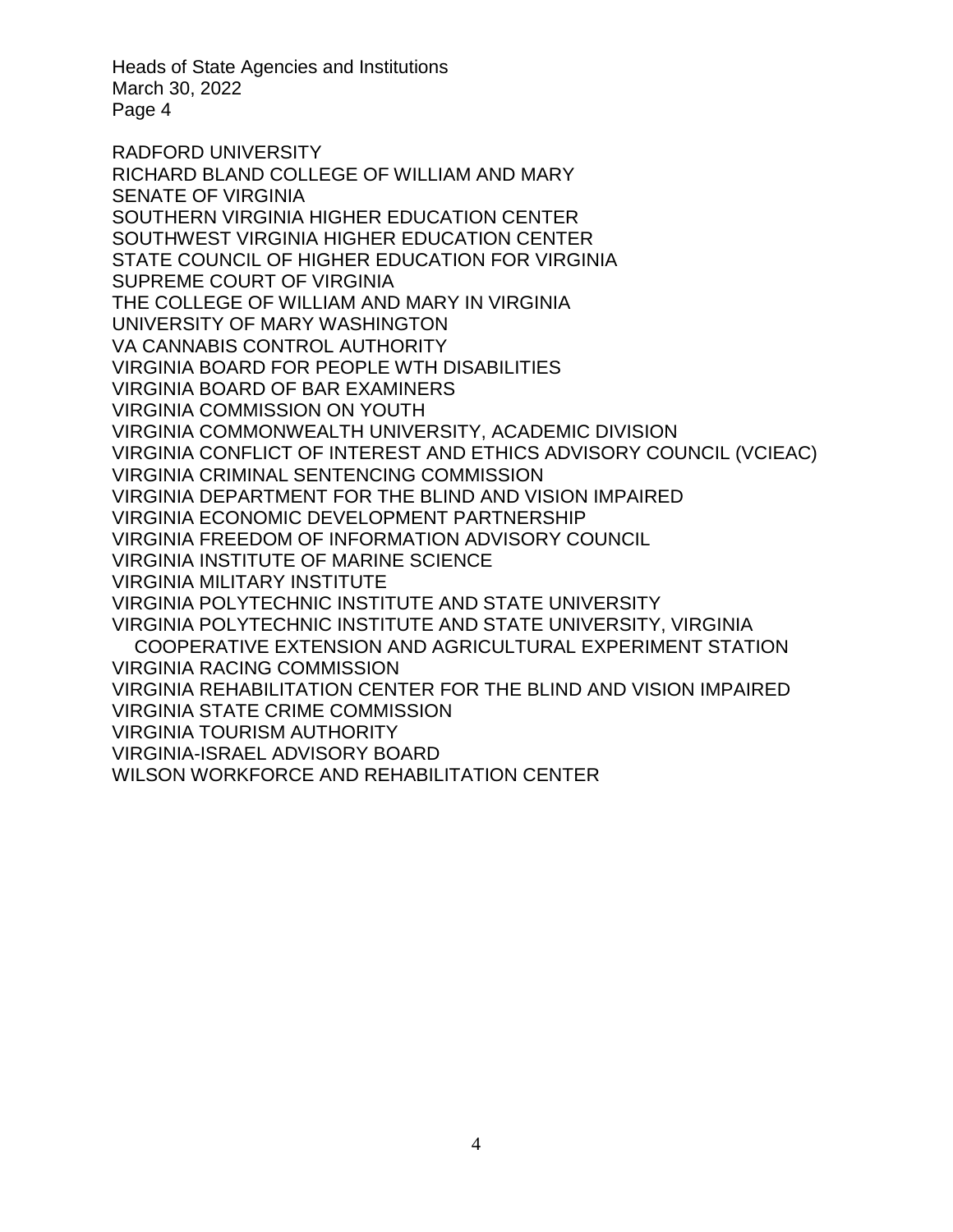RADFORD UNIVERSITY
RICHARD BLAND COLLEGE OF WILLIAM AND MARY
SENATE OF VIRGINIA
SOUTHERN VIRGINIA HIGHER EDUCATION CENTER
SOUTHWEST VIRGINIA HIGHER EDUCATION CENTER
STATE COUNCIL OF HIGHER EDUCATION FOR VIRGINIA
SUPREME COURT OF VIRGINIA
THE COLLEGE OF WILLIAM AND MARY IN VIRGINIA
UNIVERSITY OF MARY WASHINGTON
VA CANNABIS CONTROL AUTHORITY
VIRGINIA BOARD FOR PEOPLE WTH DISABILITIES
VIRGINIA BOARD OF BAR EXAMINERS
VIRGINIA COMMISSION ON YOUTH
VIRGINIA COMMONWEALTH UNIVERSITY, ACADEMIC DIVISION
VIRGINIA CONFLICT OF INTEREST AND ETHICS ADVISORY COUNCIL (VCIEAC)
VIRGINIA CRIMINAL SENTENCING COMMISSION
VIRGINIA DEPARTMENT FOR THE BLIND AND VISION IMPAIRED
VIRGINIA ECONOMIC DEVELOPMENT PARTNERSHIP
VIRGINIA FREEDOM OF INFORMATION ADVISORY COUNCIL
VIRGINIA INSTITUTE OF MARINE SCIENCE
VIRGINIA MILITARY INSTITUTE
VIRGINIA POLYTECHNIC INSTITUTE AND STATE UNIVERSITY
VIRGINIA POLYTECHNIC INSTITUTE AND STATE UNIVERSITY, VIRGINIA COOPERATIVE EXTENSION AND AGRICULTURAL EXPERIMENT STATION
VIRGINIA RACING COMMISSION
VIRGINIA REHABILITATION CENTER FOR THE BLIND AND VISION IMPAIRED
VIRGINIA STATE CRIME COMMISSION
VIRGINIA TOURISM AUTHORITY
VIRGINIA-ISRAEL ADVISORY BOARD
WILSON WORKFORCE AND REHABILITATION CENTER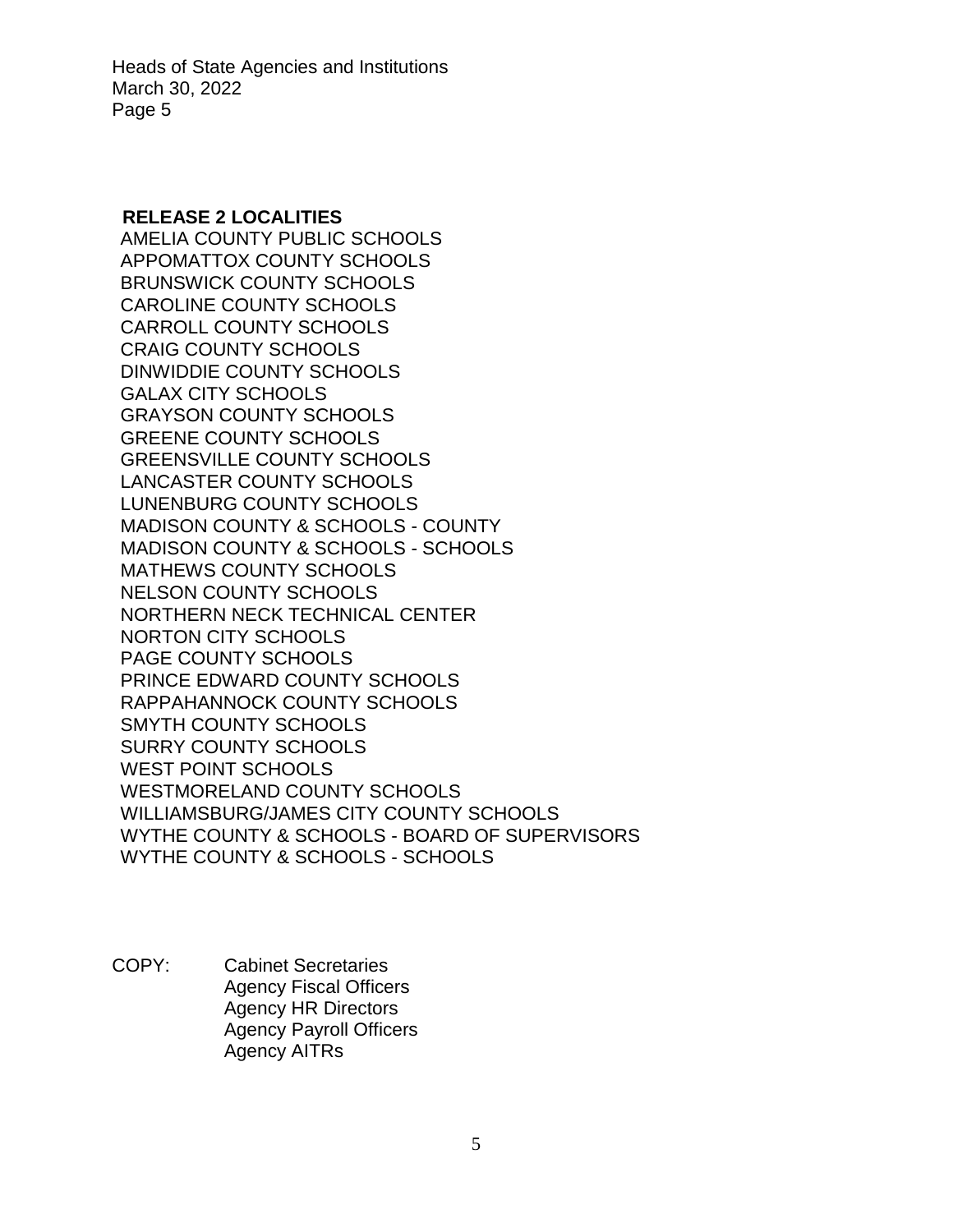**RELEASE 2 LOCALITIES**

AMELIA COUNTY PUBLIC SCHOOLS
APPOMATTOX COUNTY SCHOOLS
BRUNSWICK COUNTY SCHOOLS
CAROLINE COUNTY SCHOOLS
CARROLL COUNTY SCHOOLS
CRAIG COUNTY SCHOOLS
DINWIDDIE COUNTY SCHOOLS
GALAX CITY SCHOOLS
GRAYSON COUNTY SCHOOLS
GREENE COUNTY SCHOOLS
GREENSVILLE COUNTY SCHOOLS
LANCASTER COUNTY SCHOOLS
LUNENBURG COUNTY SCHOOLS
MADISON COUNTY & SCHOOLS - COUNTY
MADISON COUNTY & SCHOOLS - SCHOOLS
MATHEWS COUNTY SCHOOLS
NELSON COUNTY SCHOOLS
NORTHERN NECK TECHNICAL CENTER
NORTON CITY SCHOOLS
PAGE COUNTY SCHOOLS
PRINCE EDWARD COUNTY SCHOOLS
RAPPAHANNOCK COUNTY SCHOOLS
SMYTH COUNTY SCHOOLS
SURRY COUNTY SCHOOLS
WEST POINT SCHOOLS
WESTMORELAND COUNTY SCHOOLS
WILLIAMSBURG/JAMES CITY COUNTY SCHOOLS
WYTHE COUNTY & SCHOOLS - BOARD OF SUPERVISORS
WYTHE COUNTY & SCHOOLS - SCHOOLS

COPY: Cabinet Secretaries
Agency Fiscal Officers
Agency HR Directors
Agency Payroll Officers
Agency AITRs